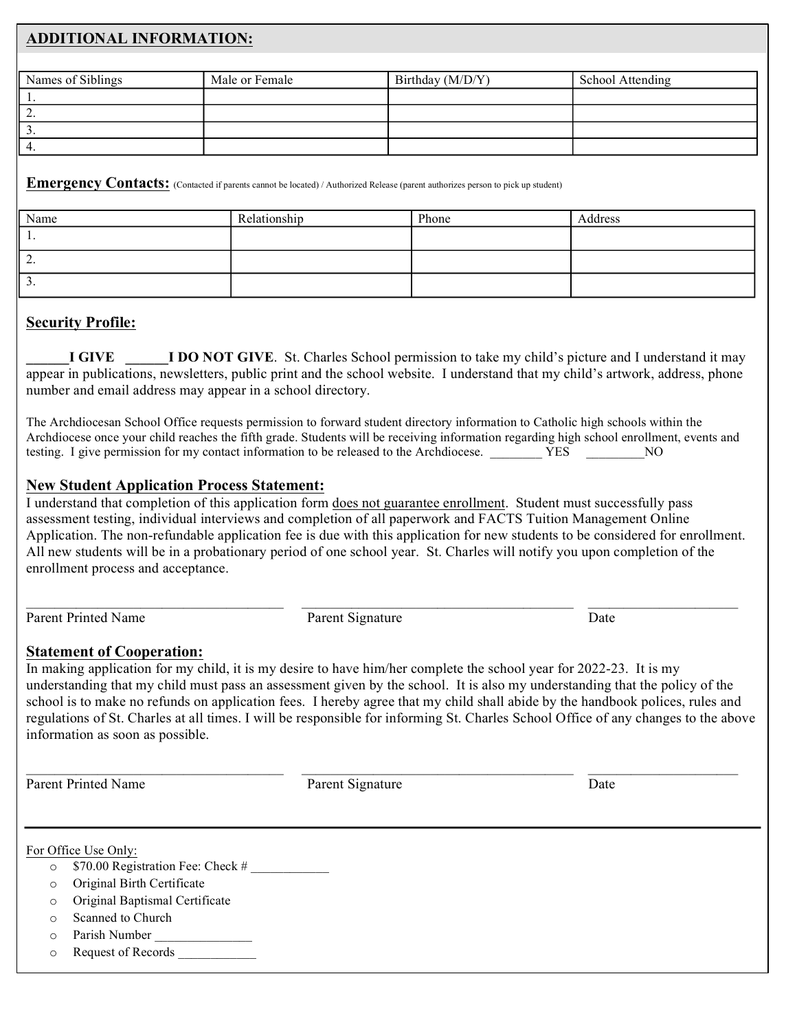## ADDITIONAL INFORMATION:

| Names of Siblings | Male or Female | Birthday (M/D/Y) | School Attending |
|---|---|---|---|
| 1. | | | |
| 2. | | | |
| 3. | | | |
| 4. | | | |

**Emergency Contacts:** (Contacted if parents cannot be located) / Authorized Release (parent authorizes person to pick up student)

| Name | Relationship | Phone | Address |
|---|---|---|---|
| 1. | | | |
| 2. | | | |
| 3. | | | |

### Security Profile:

**______I GIVE ______I DO NOT GIVE**. St. Charles School permission to take my child's picture and I understand it may appear in publications, newsletters, public print and the school website. I understand that my child's artwork, address, phone number and email address may appear in a school directory.

The Archdiocesan School Office requests permission to forward student directory information to Catholic high schools within the Archdiocese once your child reaches the fifth grade. Students will be receiving information regarding high school enrollment, events and testing. I give permission for my contact information to be released to the Archdiocese. ________ YES _________NO

### New Student Application Process Statement:

I understand that completion of this application form does not guarantee enrollment. Student must successfully pass assessment testing, individual interviews and completion of all paperwork and FACTS Tuition Management Online Application. The non-refundable application fee is due with this application for new students to be considered for enrollment. All new students will be in a probationary period of one school year. St. Charles will notify you upon completion of the enrollment process and acceptance.

______________________________________ ________________________________________ ______________________

Parent Printed Name Parent Signature Date

### Statement of Cooperation:

In making application for my child, it is my desire to have him/her complete the school year for 2022-23. It is my understanding that my child must pass an assessment given by the school. It is also my understanding that the policy of the school is to make no refunds on application fees. I hereby agree that my child shall abide by the handbook polices, rules and regulations of St. Charles at all times. I will be responsible for informing St. Charles School Office of any changes to the above information as soon as possible.

______________________________________ ________________________________________ ______________________

Parent Printed Name Parent Signature Date

---

For Office Use Only:

- $70.00 Registration Fee: Check # ____________
- Original Birth Certificate
- Original Baptismal Certificate
- Scanned to Church
- Parish Number _______________
- Request of Records ____________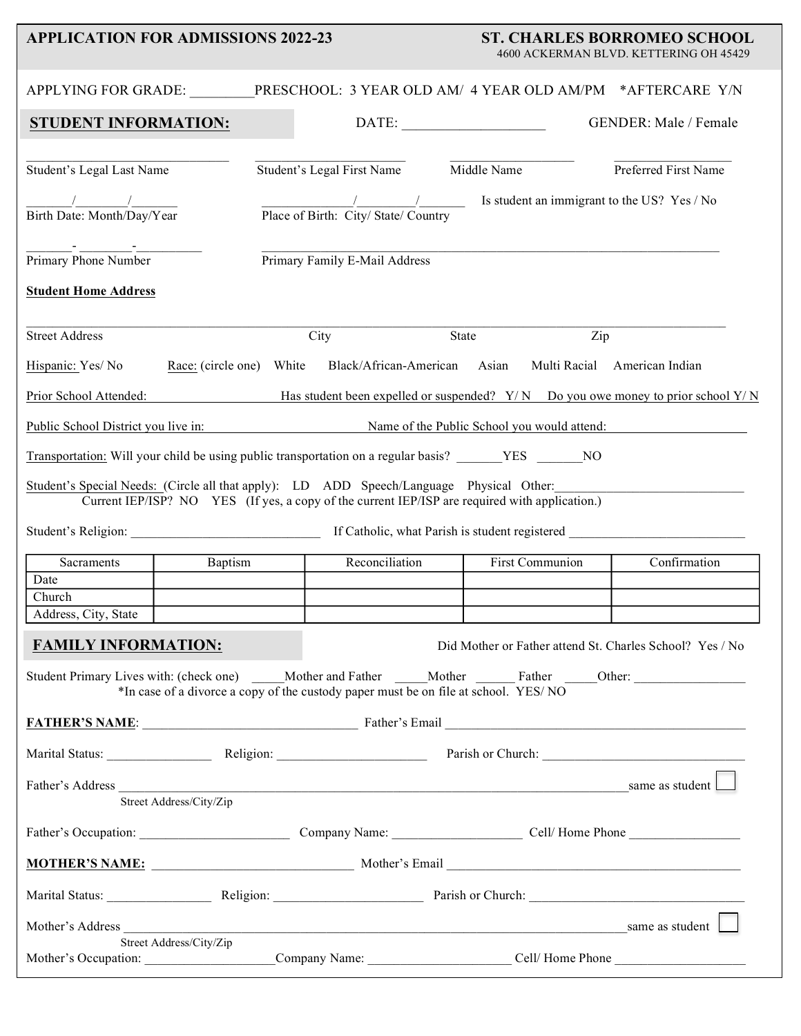# APPLICATION FOR ADMISSIONS 2022-23

**ST. CHARLES BORROMEO SCHOOL**
4600 ACKERMAN BLVD. KETTERING OH 45429

APPLYING FOR GRADE: _________ PRESCHOOL: 3 YEAR OLD AM/ 4 YEAR OLD AM/PM *AFTERCARE Y/N

## STUDENT INFORMATION:

DATE: ____________________ GENDER: Male / Female

______________________________ Student's Legal Last Name
______________________ Student's Legal First Name
__________________ Middle Name
_________________ Preferred First Name

_______/________/_______ Birth Date: Month/Day/Year
______________/_________/_______ Place of Birth: City/ State/ Country
Is student an immigrant to the US? Yes / No

_______-________-__________ Primary Phone Number
____________________________________________________________________ Primary Family E-Mail Address

**Student Home Address**

________________________________________________________________________________________________________

Street Address City State Zip

Hispanic: Yes/ No Race: (circle one) White Black/African-American Asian Multi Racial American Indian

Prior School Attended: Has student been expelled or suspended? Y/ N Do you owe money to prior school Y/ N

Public School District you live in: Name of the Public School you would attend:

Transportation: Will your child be using public transportation on a regular basis? _______YES _______NO

Student's Special Needs: (Circle all that apply): LD ADD Speech/Language Physical Other:____________________________
Current IEP/ISP? NO YES (If yes, a copy of the current IEP/ISP are required with application.)

Student's Religion: ____________________________ If Catholic, what Parish is student registered __________________________

| Sacraments | Baptism | Reconciliation | First Communion | Confirmation |
|---|---|---|---|---|
| Date | | | | |
| Church | | | | |
| Address, City, State | | | | |

## FAMILY INFORMATION:

Did Mother or Father attend St. Charles School? Yes / No

Student Primary Lives with: (check one) _____Mother and Father _____Mother ______ Father _____Other: _________________
*In case of a divorce a copy of the custody paper must be on file at school. YES/ NO

**FATHER'S NAME**: ________________________________ Father's Email ______________________________________________

Marital Status: _______________ Religion: ______________________ Parish or Church: _______________________________

Father's Address ___________________________________________________________________________same as student ☐
Street Address/City/Zip

Father's Occupation: ______________________ Company Name: ___________________ Cell/ Home Phone ________________

**MOTHER'S NAME:** ______________________________ Mother's Email ____________________________________________

Marital Status: ________________ Religion: ______________________ Parish or Church: ________________________________

Mother's Address __________________________________________________________________________same as student ☐
Street Address/City/Zip

Mother's Occupation: ___________________Company Name: _____________________ Cell/ Home Phone ___________________